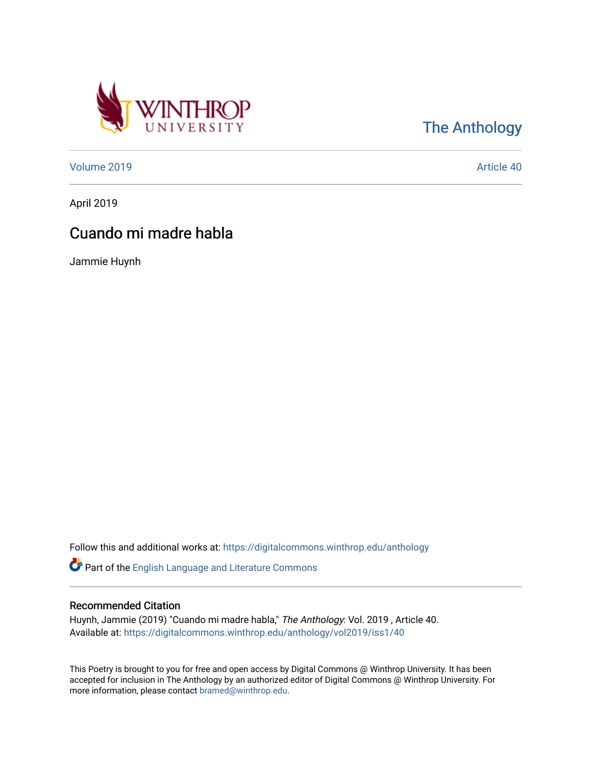The Anthology

Volume 2019 | Article 40

April 2019

# Cuando mi madre habla

Jammie Huynh

Follow this and additional works at: https://digitalcommons.winthrop.edu/anthology

Part of the English Language and Literature Commons

## Recommended Citation

Huynh, Jammie (2019) "Cuando mi madre habla," *The Anthology*: Vol. 2019 , Article 40.
Available at: https://digitalcommons.winthrop.edu/anthology/vol2019/iss1/40

This Poetry is brought to you for free and open access by Digital Commons @ Winthrop University. It has been accepted for inclusion in The Anthology by an authorized editor of Digital Commons @ Winthrop University. For more information, please contact bramed@winthrop.edu.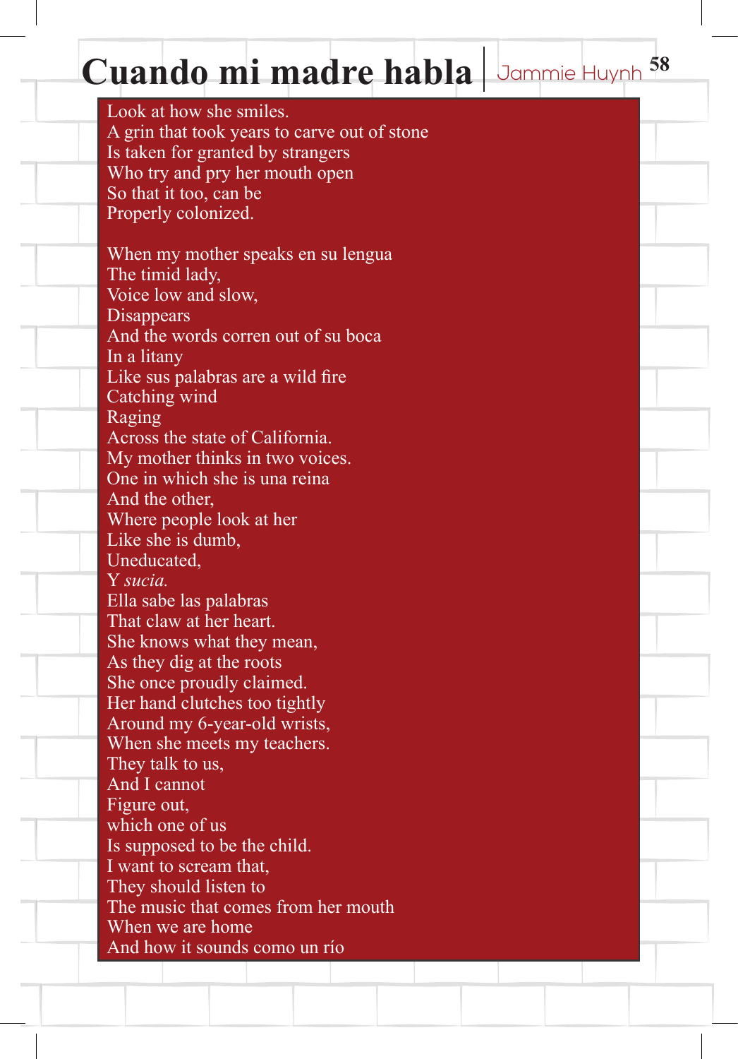# Cuando mi madre habla | Jammie Huynh

Look at how she smiles.
A grin that took years to carve out of stone
Is taken for granted by strangers
Who try and pry her mouth open
So that it too, can be
Properly colonized.

When my mother speaks en su lengua
The timid lady,
Voice low and slow,
Disappears
And the words corren out of su boca
In a litany
Like sus palabras are a wild fire
Catching wind
Raging
Across the state of California.
My mother thinks in two voices.
One in which she is una reina
And the other,
Where people look at her
Like she is dumb,
Uneducated,
Y *sucia.*
Ella sabe las palabras
That claw at her heart.
She knows what they mean,
As they dig at the roots
She once proudly claimed.
Her hand clutches too tightly
Around my 6-year-old wrists,
When she meets my teachers.
They talk to us,
And I cannot
Figure out,
which one of us
Is supposed to be the child.
I want to scream that,
They should listen to
The music that comes from her mouth
When we are home
And how it sounds como un río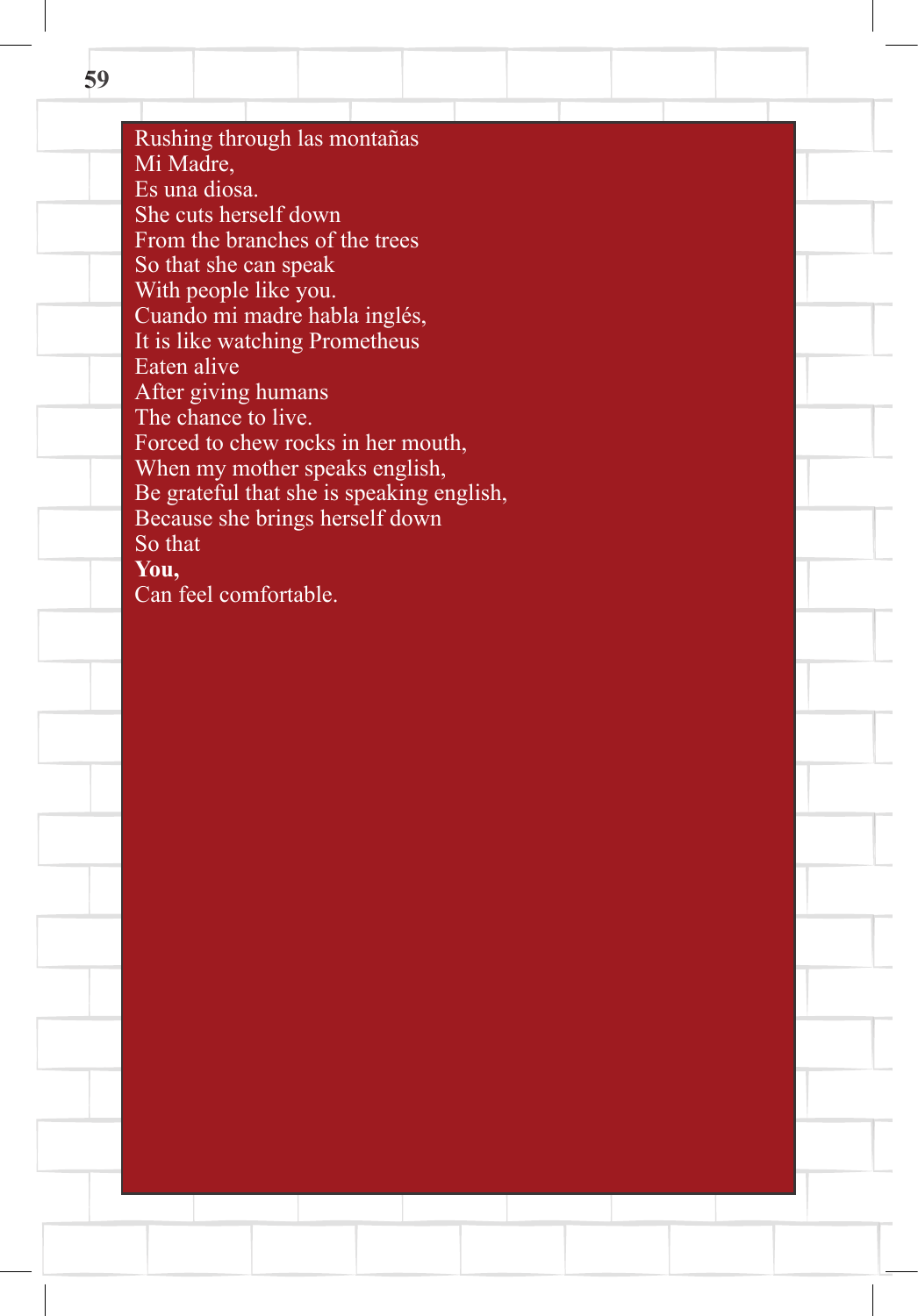Rushing through las montañas  
Mi Madre,  
Es una diosa.  
She cuts herself down  
From the branches of the trees  
So that she can speak  
With people like you.  
Cuando mi madre habla inglés,  
It is like watching Prometheus  
Eaten alive  
After giving humans  
The chance to live.  
Forced to chew rocks in her mouth,  
When my mother speaks english,  
Be grateful that she is speaking english,  
Because she brings herself down  
So that  
**You,**  
Can feel comfortable.